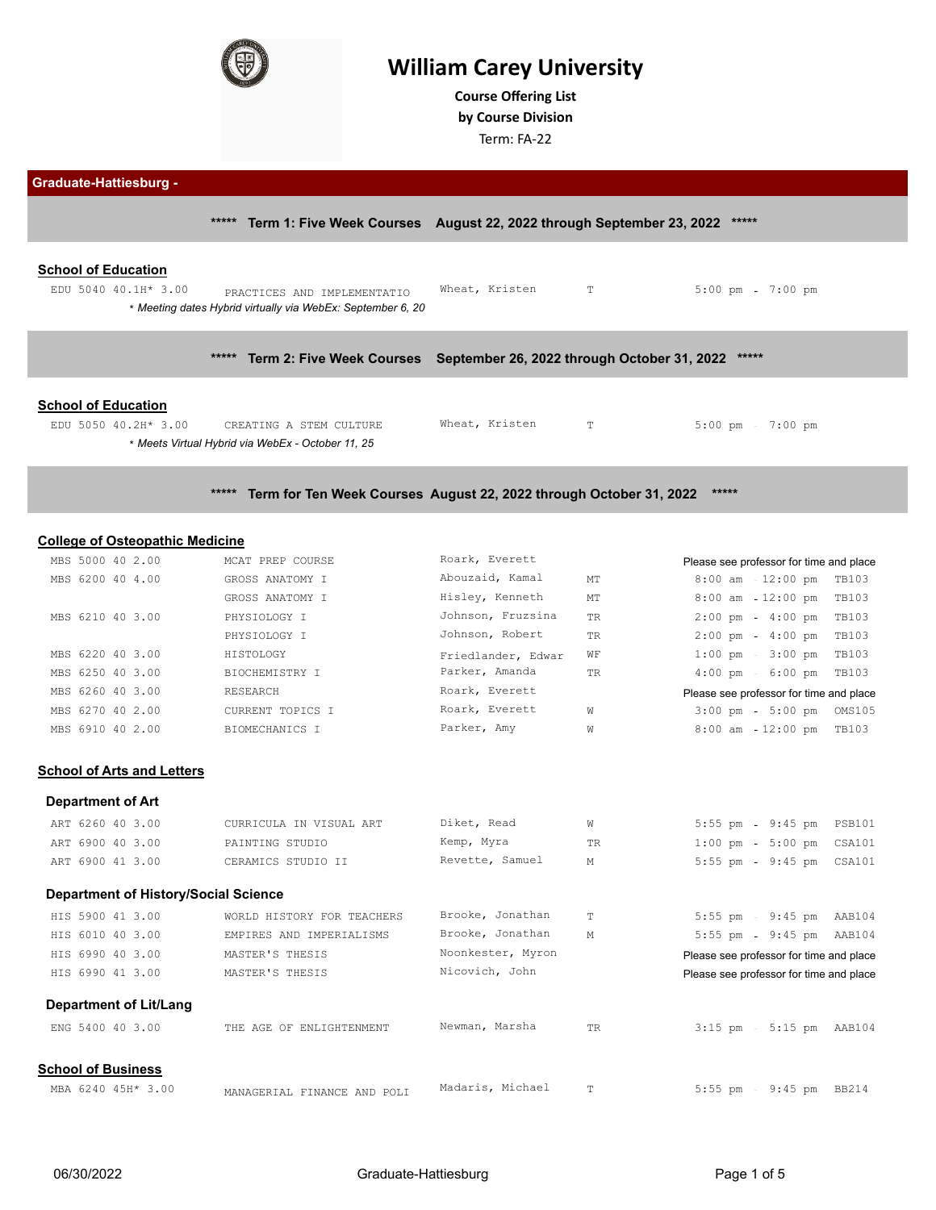# William Carey University

**Course Offering List**
**by Course Division**
Term: FA-22

## Graduate-Hattiesburg -

### ***** Term 1: Five Week Courses August 22, 2022 through September 23, 2022 *****

**School of Education**

| Course | Title | Instructor | Days | Time | Room |
|---|---|---|---|---|---|
| EDU 5040 40.1H* 3.00 | PRACTICES AND IMPLEMENTATIO | Wheat, Kristen | T | 5:00 pm - 7:00 pm | |

*\* Meeting dates Hybrid virtually via WebEx: September 6, 20*

### ***** Term 2: Five Week Courses September 26, 2022 through October 31, 2022 *****

**School of Education**

| Course | Title | Instructor | Days | Time | Room |
|---|---|---|---|---|---|
| EDU 5050 40.2H* 3.00 | CREATING A STEM CULTURE | Wheat, Kristen | T | 5:00 pm - 7:00 pm | |

*\* Meets Virtual Hybrid via WebEx - October 11, 25*

### ***** Term for Ten Week Courses August 22, 2022 through October 31, 2022 *****

**College of Osteopathic Medicine**

| Course | Title | Instructor | Days | Time | Room |
|---|---|---|---|---|---|
| MBS 5000 40 2.00 | MCAT PREP COURSE | Roark, Everett | | Please see professor for time and place | |
| MBS 6200 40 4.00 | GROSS ANATOMY I | Abouzaid, Kamal | MT | 8:00 am - 12:00 pm | TB103 |
| | GROSS ANATOMY I | Hisley, Kenneth | MT | 8:00 am - 12:00 pm | TB103 |
| MBS 6210 40 3.00 | PHYSIOLOGY I | Johnson, Fruzsina | TR | 2:00 pm - 4:00 pm | TB103 |
| | PHYSIOLOGY I | Johnson, Robert | TR | 2:00 pm - 4:00 pm | TB103 |
| MBS 6220 40 3.00 | HISTOLOGY | Friedlander, Edwar | WF | 1:00 pm - 3:00 pm | TB103 |
| MBS 6250 40 3.00 | BIOCHEMISTRY I | Parker, Amanda | TR | 4:00 pm - 6:00 pm | TB103 |
| MBS 6260 40 3.00 | RESEARCH | Roark, Everett | | Please see professor for time and place | |
| MBS 6270 40 2.00 | CURRENT TOPICS I | Roark, Everett | W | 3:00 pm - 5:00 pm | OMS105 |
| MBS 6910 40 2.00 | BIOMECHANICS I | Parker, Amy | W | 8:00 am - 12:00 pm | TB103 |

**School of Arts and Letters**

**Department of Art**

| Course | Title | Instructor | Days | Time | Room |
|---|---|---|---|---|---|
| ART 6260 40 3.00 | CURRICULA IN VISUAL ART | Diket, Read | W | 5:55 pm - 9:45 pm | PSB101 |
| ART 6900 40 3.00 | PAINTING STUDIO | Kemp, Myra | TR | 1:00 pm - 5:00 pm | CSA101 |
| ART 6900 41 3.00 | CERAMICS STUDIO II | Revette, Samuel | M | 5:55 pm - 9:45 pm | CSA101 |

**Department of History/Social Science**

| Course | Title | Instructor | Days | Time | Room |
|---|---|---|---|---|---|
| HIS 5900 41 3.00 | WORLD HISTORY FOR TEACHERS | Brooke, Jonathan | T | 5:55 pm - 9:45 pm | AAB104 |
| HIS 6010 40 3.00 | EMPIRES AND IMPERIALISMS | Brooke, Jonathan | M | 5:55 pm - 9:45 pm | AAB104 |
| HIS 6990 40 3.00 | MASTER'S THESIS | Noonkester, Myron | | Please see professor for time and place | |
| HIS 6990 41 3.00 | MASTER'S THESIS | Nicovich, John | | Please see professor for time and place | |

**Department of Lit/Lang**

| Course | Title | Instructor | Days | Time | Room |
|---|---|---|---|---|---|
| ENG 5400 40 3.00 | THE AGE OF ENLIGHTENMENT | Newman, Marsha | TR | 3:15 pm - 5:15 pm | AAB104 |

**School of Business**

| Course | Title | Instructor | Days | Time | Room |
|---|---|---|---|---|---|
| MBA 6240 45H* 3.00 | MANAGERIAL FINANCE AND POLI | Madaris, Michael | T | 5:55 pm - 9:45 pm | BB214 |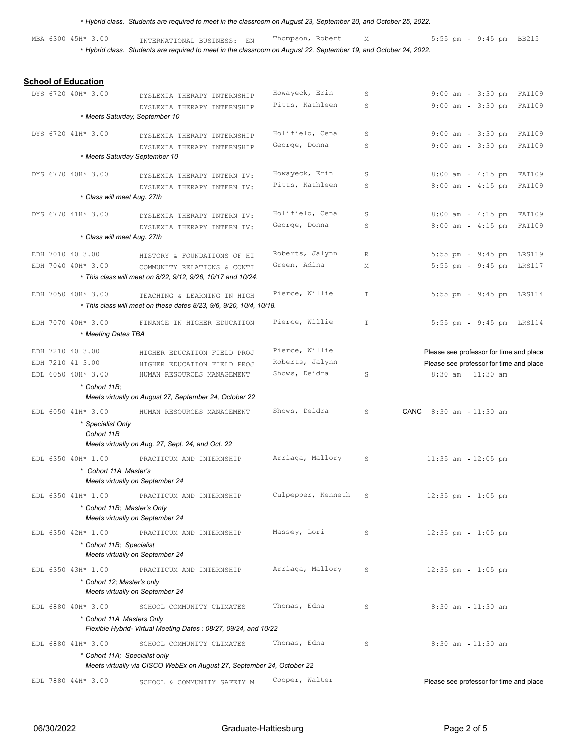\* *Hybrid class. Students are required to meet in the classroom on August 23, September 20, and October 25, 2022.*

| Course | Section | Credits | Title | Instructor | Days | Status | Time | Room |
|---|---|---|---|---|---|---|---|---|
| MBA 6300 | 45H* | 3.00 | INTERNATIONAL BUSINESS: EN | Thompson, Robert | M | | 5:55 pm - 9:45 pm | BB215 |

\* *Hybrid class. Students are required to meet in the classroom on August 22, September 19, and October 24, 2022.*

## School of Education

| Course | Section | Credits | Title | Instructor | Days | Status | Time | Room |
|---|---|---|---|---|---|---|---|---|
| DYS 6720 | 40H* | 3.00 | DYSLEXIA THERAPY INTERNSHIP | Howayeck, Erin | S | | 9:00 am - 3:30 pm | FAI109 |
| | | | DYSLEXIA THERAPY INTERNSHIP | Pitts, Kathleen | S | | 9:00 am - 3:30 pm | FAI109 |
| | | | *\* Meets Saturday, September 10* | | | | | |
| DYS 6720 | 41H* | 3.00 | DYSLEXIA THERAPY INTERNSHIP | Holifield, Cena | S | | 9:00 am - 3:30 pm | FAI109 |
| | | | DYSLEXIA THERAPY INTERNSHIP | George, Donna | S | | 9:00 am - 3:30 pm | FAI109 |
| | | | *\* Meets Saturday September 10* | | | | | |
| DYS 6770 | 40H* | 3.00 | DYSLEXIA THERAPY INTERN IV: | Howayeck, Erin | S | | 8:00 am - 4:15 pm | FAI109 |
| | | | DYSLEXIA THERAPY INTERN IV: | Pitts, Kathleen | S | | 8:00 am - 4:15 pm | FAI109 |
| | | | *\* Class will meet Aug. 27th* | | | | | |
| DYS 6770 | 41H* | 3.00 | DYSLEXIA THERAPY INTERN IV: | Holifield, Cena | S | | 8:00 am - 4:15 pm | FAI109 |
| | | | DYSLEXIA THERAPY INTERN IV: | George, Donna | S | | 8:00 am - 4:15 pm | FAI109 |
| | | | *\* Class will meet Aug. 27th* | | | | | |
| EDH 7010 | 40 | 3.00 | HISTORY & FOUNDATIONS OF HI | Roberts, Jalynn | R | | 5:55 pm - 9:45 pm | LRS119 |
| EDH 7040 | 40H* | 3.00 | COMMUNITY RELATIONS & CONTI | Green, Adina | M | | 5:55 pm - 9:45 pm | LRS117 |
| | | | *\* This class will meet on 8/22, 9/12, 9/26, 10/17 and 10/24.* | | | | | |
| EDH 7050 | 40H* | 3.00 | TEACHING & LEARNING IN HIGH | Pierce, Willie | T | | 5:55 pm - 9:45 pm | LRS114 |
| | | | *\* This class will meet on these dates 8/23, 9/6, 9/20, 10/4, 10/18.* | | | | | |
| EDH 7070 | 40H* | 3.00 | FINANCE IN HIGHER EDUCATION | Pierce, Willie | T | | 5:55 pm - 9:45 pm | LRS114 |
| | | | *\* Meeting Dates TBA* | | | | | |
| EDH 7210 | 40 | 3.00 | HIGHER EDUCATION FIELD PROJ | Pierce, Willie | | | Please see professor for time and place | |
| EDH 7210 | 41 | 3.00 | HIGHER EDUCATION FIELD PROJ | Roberts, Jalynn | | | Please see professor for time and place | |
| EDL 6050 | 40H* | 3.00 | HUMAN RESOURCES MANAGEMENT | Shows, Deidra | S | | 8:30 am - 11:30 am | |
| | | | *\* Cohort 11B; Meets virtually on August 27, September 24, October 22* | | | | | |
| EDL 6050 | 41H* | 3.00 | HUMAN RESOURCES MANAGEMENT | Shows, Deidra | S | CANC | 8:30 am - 11:30 am | |
| | | | *\* Specialist Only Cohort 11B Meets virtually on Aug. 27, Sept. 24, and Oct. 22* | | | | | |
| EDL 6350 | 40H* | 1.00 | PRACTICUM AND INTERNSHIP | Arriaga, Mallory | S | | 11:35 am - 12:05 pm | |
| | | | *\* Cohort 11A Master's Meets virtually on September 24* | | | | | |
| EDL 6350 | 41H* | 1.00 | PRACTICUM AND INTERNSHIP | Culpepper, Kenneth | S | | 12:35 pm - 1:05 pm | |
| | | | *\* Cohort 11B; Master's Only Meets virtually on September 24* | | | | | |
| EDL 6350 | 42H* | 1.00 | PRACTICUM AND INTERNSHIP | Massey, Lori | S | | 12:35 pm - 1:05 pm | |
| | | | *\* Cohort 11B; Specialist Meets virtually on September 24* | | | | | |
| EDL 6350 | 43H* | 1.00 | PRACTICUM AND INTERNSHIP | Arriaga, Mallory | S | | 12:35 pm - 1:05 pm | |
| | | | *\* Cohort 12; Master's only Meets virtually on September 24* | | | | | |
| EDL 6880 | 40H* | 3.00 | SCHOOL COMMUNITY CLIMATES | Thomas, Edna | S | | 8:30 am - 11:30 am | |
| | | | *\* Cohort 11A Masters Only Flexible Hybrid- Virtual Meeting Dates : 08/27, 09/24, and 10/22* | | | | | |
| EDL 6880 | 41H* | 3.00 | SCHOOL COMMUNITY CLIMATES | Thomas, Edna | S | | 8:30 am - 11:30 am | |
| | | | *\* Cohort 11A; Specialist only Meets virtually via CISCO WebEx on August 27, September 24, October 22* | | | | | |
| EDL 7880 | 44H* | 3.00 | SCHOOL & COMMUNITY SAFETY M | Cooper, Walter | | | Please see professor for time and place | |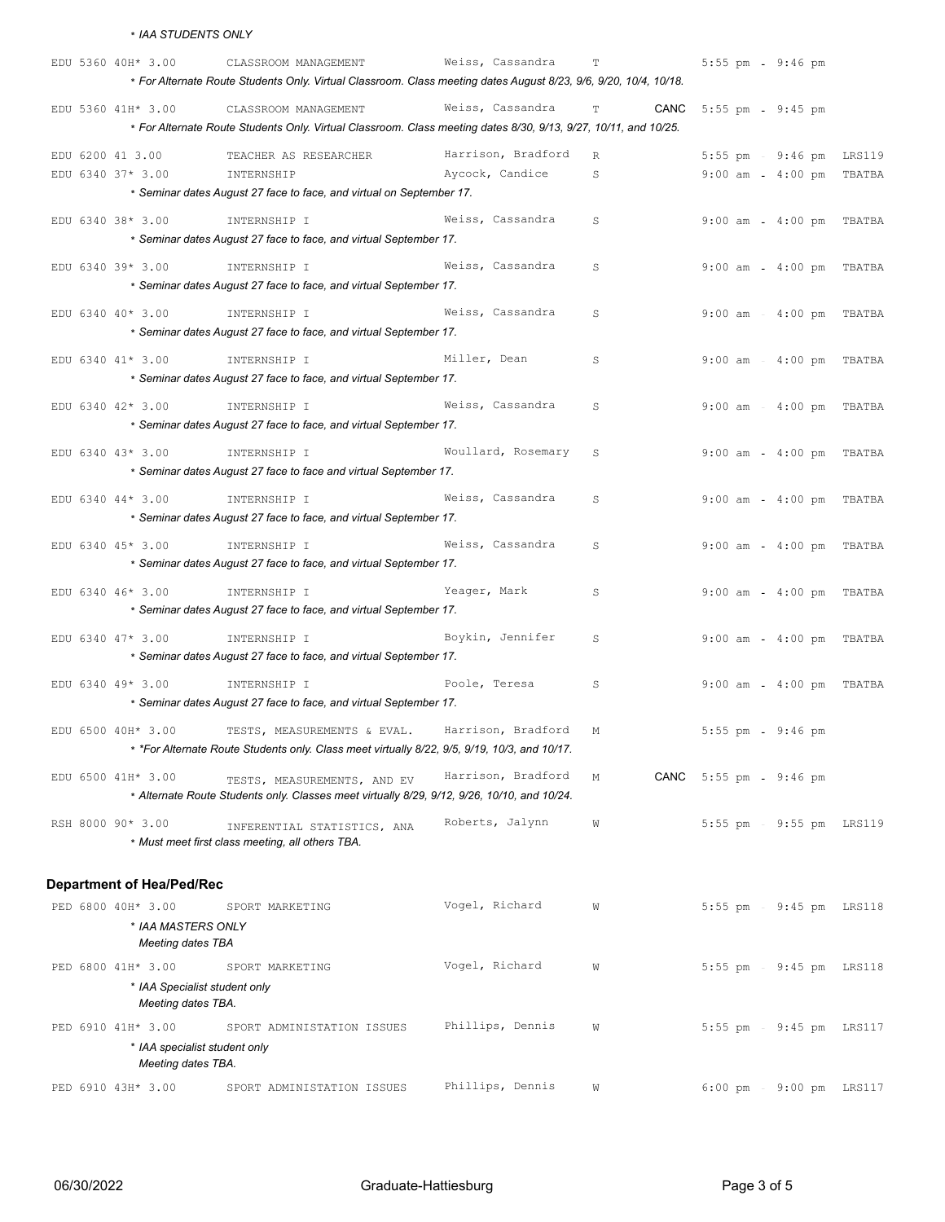* *IAA STUDENTS ONLY*

| Course | Title | Instructor | Day | Status | Time | Room |
|---|---|---|---|---|---|---|
| EDU 5360 40H* 3.00 | CLASSROOM MANAGEMENT | Weiss, Cassandra | T | | 5:55 pm - 9:46 pm | |
| * *For Alternate Route Students Only. Virtual Classroom. Class meeting dates August 8/23, 9/6, 9/20, 10/4, 10/18.* | | | | | | |
| EDU 5360 41H* 3.00 | CLASSROOM MANAGEMENT | Weiss, Cassandra | T | CANC | 5:55 pm - 9:45 pm | |
| * *For Alternate Route Students Only. Virtual Classroom. Class meeting dates 8/30, 9/13, 9/27, 10/11, and 10/25.* | | | | | | |
| EDU 6200 41 3.00 | TEACHER AS RESEARCHER | Harrison, Bradford | R | | 5:55 pm - 9:46 pm | LRS119 |
| EDU 6340 37* 3.00 | INTERNSHIP | Aycock, Candice | S | | 9:00 am - 4:00 pm | TBATBA |
| * *Seminar dates August 27 face to face, and virtual on September 17.* | | | | | | |
| EDU 6340 38* 3.00 | INTERNSHIP I | Weiss, Cassandra | S | | 9:00 am - 4:00 pm | TBATBA |
| * *Seminar dates August 27 face to face, and virtual September 17.* | | | | | | |
| EDU 6340 39* 3.00 | INTERNSHIP I | Weiss, Cassandra | S | | 9:00 am - 4:00 pm | TBATBA |
| * *Seminar dates August 27 face to face, and virtual September 17.* | | | | | | |
| EDU 6340 40* 3.00 | INTERNSHIP I | Weiss, Cassandra | S | | 9:00 am - 4:00 pm | TBATBA |
| * *Seminar dates August 27 face to face, and virtual September 17.* | | | | | | |
| EDU 6340 41* 3.00 | INTERNSHIP I | Miller, Dean | S | | 9:00 am - 4:00 pm | TBATBA |
| * *Seminar dates August 27 face to face, and virtual September 17.* | | | | | | |
| EDU 6340 42* 3.00 | INTERNSHIP I | Weiss, Cassandra | S | | 9:00 am - 4:00 pm | TBATBA |
| * *Seminar dates August 27 face to face, and virtual September 17.* | | | | | | |
| EDU 6340 43* 3.00 | INTERNSHIP I | Woullard, Rosemary | S | | 9:00 am - 4:00 pm | TBATBA |
| * *Seminar dates August 27 face to face and virtual September 17.* | | | | | | |
| EDU 6340 44* 3.00 | INTERNSHIP I | Weiss, Cassandra | S | | 9:00 am - 4:00 pm | TBATBA |
| * *Seminar dates August 27 face to face, and virtual September 17.* | | | | | | |
| EDU 6340 45* 3.00 | INTERNSHIP I | Weiss, Cassandra | S | | 9:00 am - 4:00 pm | TBATBA |
| * *Seminar dates August 27 face to face, and virtual September 17.* | | | | | | |
| EDU 6340 46* 3.00 | INTERNSHIP I | Yeager, Mark | S | | 9:00 am - 4:00 pm | TBATBA |
| * *Seminar dates August 27 face to face, and virtual September 17.* | | | | | | |
| EDU 6340 47* 3.00 | INTERNSHIP I | Boykin, Jennifer | S | | 9:00 am - 4:00 pm | TBATBA |
| * *Seminar dates August 27 face to face, and virtual September 17.* | | | | | | |
| EDU 6340 49* 3.00 | INTERNSHIP I | Poole, Teresa | S | | 9:00 am - 4:00 pm | TBATBA |
| * *Seminar dates August 27 face to face, and virtual September 17.* | | | | | | |
| EDU 6500 40H* 3.00 | TESTS, MEASUREMENTS & EVAL. | Harrison, Bradford | M | | 5:55 pm - 9:46 pm | |
| * *\*For Alternate Route Students only. Class meet virtually 8/22, 9/5, 9/19, 10/3, and 10/17.* | | | | | | |
| EDU 6500 41H* 3.00 | TESTS, MEASUREMENTS, AND EV | Harrison, Bradford | M | CANC | 5:55 pm - 9:46 pm | |
| * *Alternate Route Students only. Classes meet virtually 8/29, 9/12, 9/26, 10/10, and 10/24.* | | | | | | |
| RSH 8000 90* 3.00 | INFERENTIAL STATISTICS, ANA | Roberts, Jalynn | W | | 5:55 pm - 9:55 pm | LRS119 |
| * *Must meet first class meeting, all others TBA.* | | | | | | |

### Department of Hea/Ped/Rec

| Course | Title | Instructor | Day | Status | Time | Room |
|---|---|---|---|---|---|---|
| PED 6800 40H* 3.00 | SPORT MARKETING | Vogel, Richard | W | | 5:55 pm - 9:45 pm | LRS118 |
| * *IAA MASTERS ONLY Meeting dates TBA* | | | | | | |
| PED 6800 41H* 3.00 | SPORT MARKETING | Vogel, Richard | W | | 5:55 pm - 9:45 pm | LRS118 |
| * *IAA Specialist student only Meeting dates TBA.* | | | | | | |
| PED 6910 41H* 3.00 | SPORT ADMINISTATION ISSUES | Phillips, Dennis | W | | 5:55 pm - 9:45 pm | LRS117 |
| * *IAA specialist student only Meeting dates TBA.* | | | | | | |
| PED 6910 43H* 3.00 | SPORT ADMINISTATION ISSUES | Phillips, Dennis | W | | 6:00 pm - 9:00 pm | LRS117 |

06/30/2022 Graduate-Hattiesburg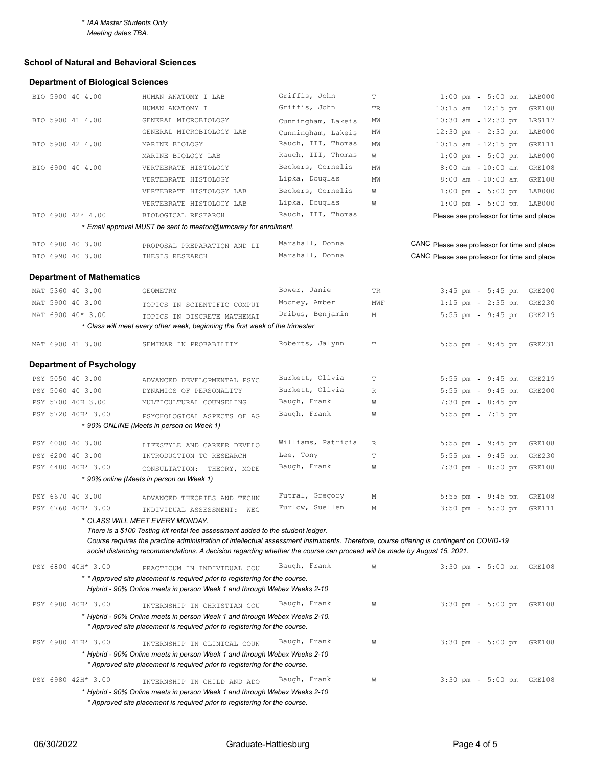* *IAA Master Students Only*
*Meeting dates TBA.*

## School of Natural and Behavioral Sciences

### Department of Biological Sciences

| Course | Title | Instructor | Days | Time | Room |
|---|---|---|---|---|---|
| BIO 5900 40 4.00 | HUMAN ANATOMY I LAB | Griffis, John | T | 1:00 pm - 5:00 pm | LAB000 |
| | HUMAN ANATOMY I | Griffis, John | TR | 10:15 am - 12:15 pm | GRE108 |
| BIO 5900 41 4.00 | GENERAL MICROBIOLOGY | Cunningham, Lakeis | MW | 10:30 am - 12:30 pm | LRS117 |
| | GENERAL MICROBIOLOGY LAB | Cunningham, Lakeis | MW | 12:30 pm - 2:30 pm | LAB000 |
| BIO 5900 42 4.00 | MARINE BIOLOGY | Rauch, III, Thomas | MW | 10:15 am - 12:15 pm | GRE111 |
| | MARINE BIOLOGY LAB | Rauch, III, Thomas | W | 1:00 pm - 5:00 pm | LAB000 |
| BIO 6900 40 4.00 | VERTEBRATE HISTOLOGY | Beckers, Cornelis | MW | 8:00 am - 10:00 am | GRE108 |
| | VERTEBRATE HISTOLOGY | Lipka, Douglas | MW | 8:00 am - 10:00 am | GRE108 |
| | VERTEBRATE HISTOLOGY LAB | Beckers, Cornelis | W | 1:00 pm - 5:00 pm | LAB000 |
| | VERTEBRATE HISTOLOGY LAB | Lipka, Douglas | W | 1:00 pm - 5:00 pm | LAB000 |
| BIO 6900 42* 4.00 | BIOLOGICAL RESEARCH | Rauch, III, Thomas | | Please see professor for time and place | |

* *Email approval MUST be sent to meaton@wmcarey for enrollment.*

| Course | Title | Instructor | Days | Time | Room |
|---|---|---|---|---|---|
| BIO 6980 40 3.00 | PROPOSAL PREPARATION AND LI | Marshall, Donna | | CANC Please see professor for time and place | |
| BIO 6990 40 3.00 | THESIS RESEARCH | Marshall, Donna | | CANC Please see professor for time and place | |

### Department of Mathematics

| Course | Title | Instructor | Days | Time | Room |
|---|---|---|---|---|---|
| MAT 5360 40 3.00 | GEOMETRY | Bower, Janie | TR | 3:45 pm - 5:45 pm | GRE200 |
| MAT 5900 40 3.00 | TOPICS IN SCIENTIFIC COMPUT | Mooney, Amber | MWF | 1:15 pm - 2:35 pm | GRE230 |
| MAT 6900 40* 3.00 | TOPICS IN DISCRETE MATHEMAT | Dribus, Benjamin | M | 5:55 pm - 9:45 pm | GRE219 |

* *Class will meet every other week, beginning the first week of the trimester*

| Course | Title | Instructor | Days | Time | Room |
|---|---|---|---|---|---|
| MAT 6900 41 3.00 | SEMINAR IN PROBABILITY | Roberts, Jalynn | T | 5:55 pm - 9:45 pm | GRE231 |

### Department of Psychology

| Course | Title | Instructor | Days | Time | Room |
|---|---|---|---|---|---|
| PSY 5050 40 3.00 | ADVANCED DEVELOPMENTAL PSYC | Burkett, Olivia | T | 5:55 pm - 9:45 pm | GRE219 |
| PSY 5060 40 3.00 | DYNAMICS OF PERSONALITY | Burkett, Olivia | R | 5:55 pm - 9:45 pm | GRE200 |
| PSY 5700 40H 3.00 | MULTICULTURAL COUNSELING | Baugh, Frank | W | 7:30 pm - 8:45 pm | |
| PSY 5720 40H* 3.00 | PSYCHOLOGICAL ASPECTS OF AG | Baugh, Frank | W | 5:55 pm - 7:15 pm | |

* *90% ONLINE (Meets in person on Week 1)*

| Course | Title | Instructor | Days | Time | Room |
|---|---|---|---|---|---|
| PSY 6000 40 3.00 | LIFESTYLE AND CAREER DEVELO | Williams, Patricia | R | 5:55 pm - 9:45 pm | GRE108 |
| PSY 6200 40 3.00 | INTRODUCTION TO RESEARCH | Lee, Tony | T | 5:55 pm - 9:45 pm | GRE230 |
| PSY 6480 40H* 3.00 | CONSULTATION: THEORY, MODE | Baugh, Frank | W | 7:30 pm - 8:50 pm | GRE108 |

* *90% online (Meets in person on Week 1)*

| Course | Title | Instructor | Days | Time | Room |
|---|---|---|---|---|---|
| PSY 6670 40 3.00 | ADVANCED THEORIES AND TECHN | Futral, Gregory | M | 5:55 pm - 9:45 pm | GRE108 |
| PSY 6760 40H* 3.00 | INDIVIDUAL ASSESSMENT: WEC | Furlow, Suellen | M | 3:50 pm - 5:50 pm | GRE111 |

* *CLASS WILL MEET EVERY MONDAY.*
*There is a $100 Testing kit rental fee assessment added to the student ledger.*
*Course requires the practice administration of intellectual assessment instruments. Therefore, course offering is contingent on COVID-19 social distancing recommendations. A decision regarding whether the course can proceed will be made by August 15, 2021.*

| Course | Title | Instructor | Days | Time | Room |
|---|---|---|---|---|---|
| PSY 6800 40H* 3.00 | PRACTICUM IN INDIVIDUAL COU | Baugh, Frank | W | 3:30 pm - 5:00 pm | GRE108 |

* * *Approved site placement is required prior to registering for the course.*
*Hybrid - 90% Online meets in person Week 1 and through Webex Weeks 2-10*

| Course | Title | Instructor | Days | Time | Room |
|---|---|---|---|---|---|
| PSY 6980 40H* 3.00 | INTERNSHIP IN CHRISTIAN COU | Baugh, Frank | W | 3:30 pm - 5:00 pm | GRE108 |

* *Hybrid - 90% Online meets in person Week 1 and through Webex Weeks 2-10.*
* *Approved site placement is required prior to registering for the course.*

| Course | Title | Instructor | Days | Time | Room |
|---|---|---|---|---|---|
| PSY 6980 41H* 3.00 | INTERNSHIP IN CLINICAL COUN | Baugh, Frank | W | 3:30 pm - 5:00 pm | GRE108 |

* *Hybrid - 90% Online meets in person Week 1 and through Webex Weeks 2-10*
* *Approved site placement is required prior to registering for the course.*

| Course | Title | Instructor | Days | Time | Room |
|---|---|---|---|---|---|
| PSY 6980 42H* 3.00 | INTERNSHIP IN CHILD AND ADO | Baugh, Frank | W | 3:30 pm - 5:00 pm | GRE108 |

* *Hybrid - 90% Online meets in person Week 1 and through Webex Weeks 2-10*
* *Approved site placement is required prior to registering for the course.*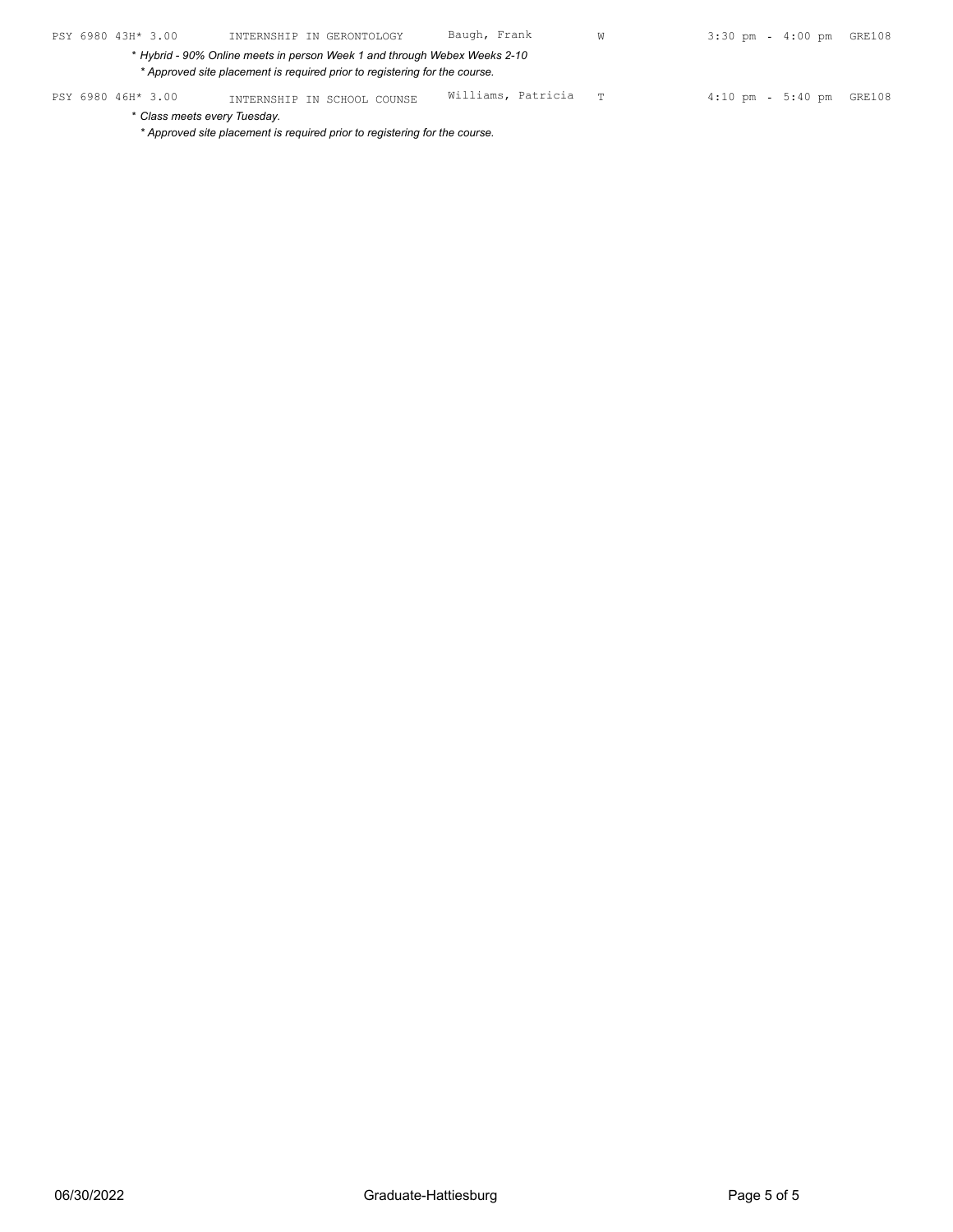| | | | | | | |
|---|---|---|---|---|---|---|
| PSY 6980 43H* | 3.00 | INTERNSHIP IN GERONTOLOGY | Baugh, Frank | W | 3:30 pm - 4:00 pm | GRE108 |

* *Hybrid - 90% Online meets in person Week 1 and through Webex Weeks 2-10*
* *Approved site placement is required prior to registering for the course.*

| | | | | | | |
|---|---|---|---|---|---|---|
| PSY 6980 46H* | 3.00 | INTERNSHIP IN SCHOOL COUNSE | Williams, Patricia | T | 4:10 pm - 5:40 pm | GRE108 |

* *Class meets every Tuesday.*
* *Approved site placement is required prior to registering for the course.*

06/30/2022 Graduate-Hattiesburg